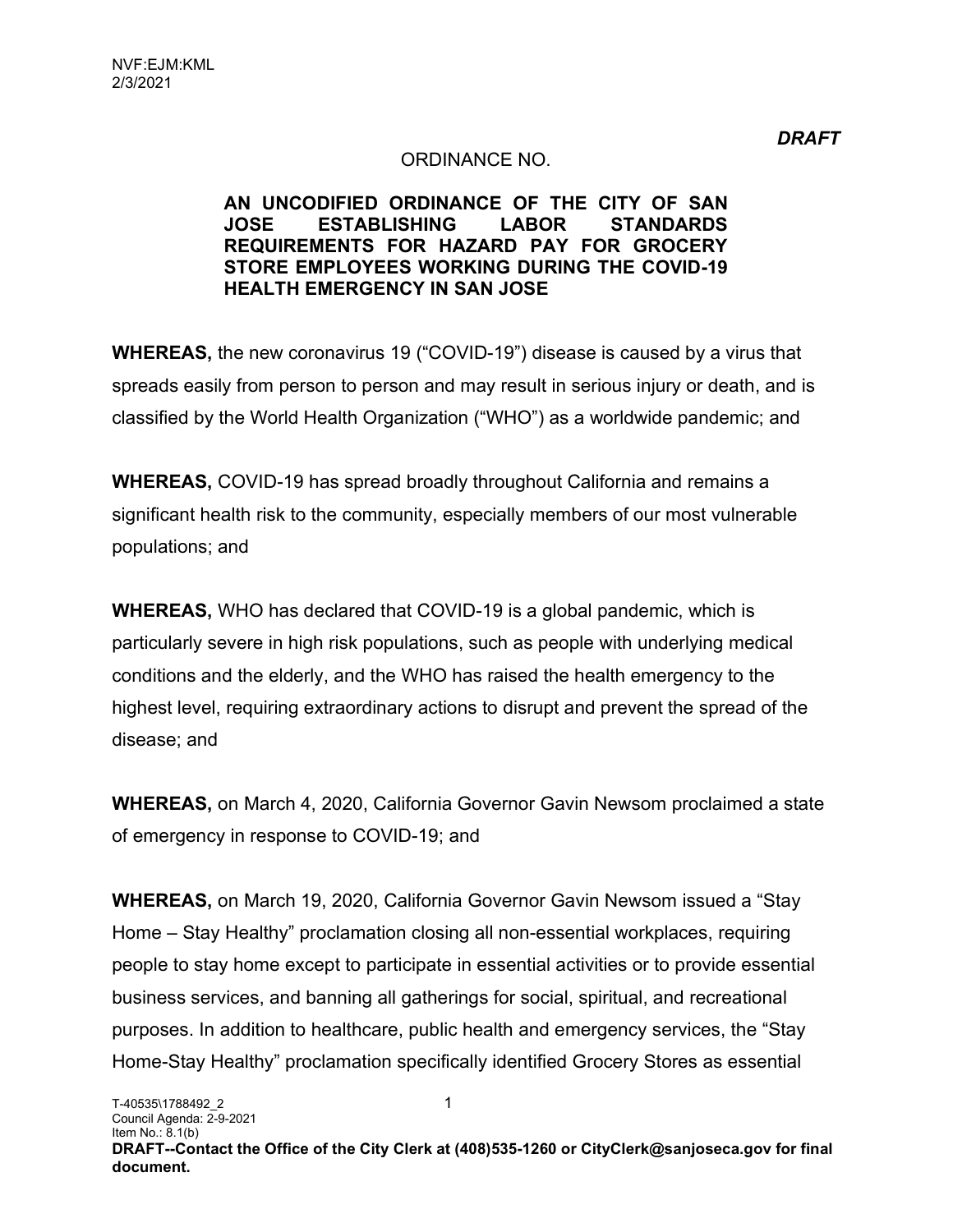NVF:EJM:KML
2/3/2021

***DRAFT***

ORDINANCE NO.

**AN UNCODIFIED ORDINANCE OF THE CITY OF SAN JOSE ESTABLISHING LABOR STANDARDS REQUIREMENTS FOR HAZARD PAY FOR GROCERY STORE EMPLOYEES WORKING DURING THE COVID-19 HEALTH EMERGENCY IN SAN JOSE**

**WHEREAS,** the new coronavirus 19 ("COVID-19") disease is caused by a virus that spreads easily from person to person and may result in serious injury or death, and is classified by the World Health Organization ("WHO") as a worldwide pandemic; and

**WHEREAS,** COVID-19 has spread broadly throughout California and remains a significant health risk to the community, especially members of our most vulnerable populations; and

**WHEREAS,** WHO has declared that COVID-19 is a global pandemic, which is particularly severe in high risk populations, such as people with underlying medical conditions and the elderly, and the WHO has raised the health emergency to the highest level, requiring extraordinary actions to disrupt and prevent the spread of the disease; and

**WHEREAS,** on March 4, 2020, California Governor Gavin Newsom proclaimed a state of emergency in response to COVID-19; and

**WHEREAS,** on March 19, 2020, California Governor Gavin Newsom issued a "Stay Home – Stay Healthy" proclamation closing all non-essential workplaces, requiring people to stay home except to participate in essential activities or to provide essential business services, and banning all gatherings for social, spiritual, and recreational purposes. In addition to healthcare, public health and emergency services, the "Stay Home-Stay Healthy" proclamation specifically identified Grocery Stores as essential

T-40535\1788492_2
Council Agenda: 2-9-2021
Item No.: 8.1(b)
**DRAFT--Contact the Office of the City Clerk at (408)535-1260 or CityClerk@sanjoseca.gov for final document.**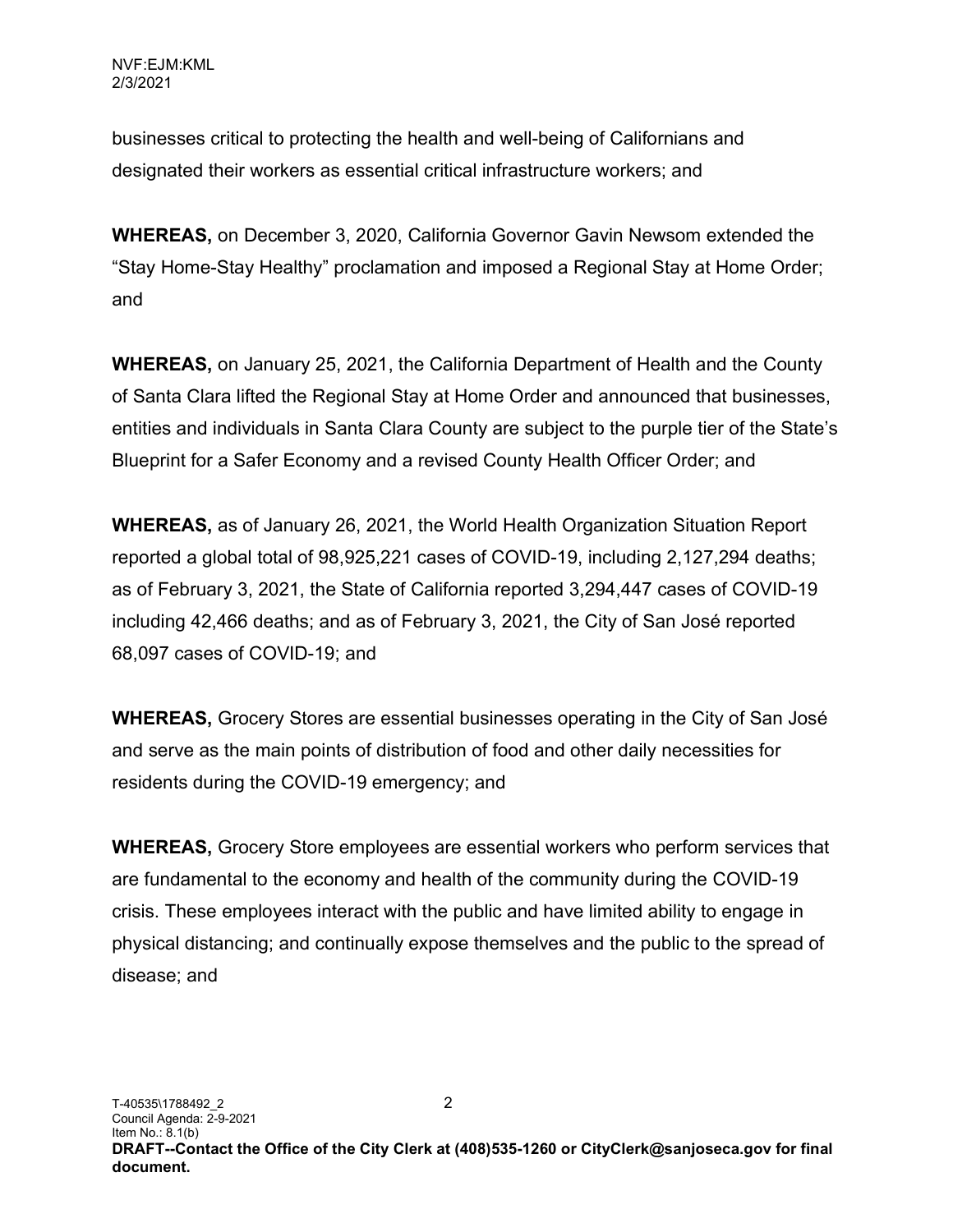businesses critical to protecting the health and well-being of Californians and designated their workers as essential critical infrastructure workers; and

**WHEREAS,** on December 3, 2020, California Governor Gavin Newsom extended the "Stay Home-Stay Healthy" proclamation and imposed a Regional Stay at Home Order; and

**WHEREAS,** on January 25, 2021, the California Department of Health and the County of Santa Clara lifted the Regional Stay at Home Order and announced that businesses, entities and individuals in Santa Clara County are subject to the purple tier of the State's Blueprint for a Safer Economy and a revised County Health Officer Order; and

**WHEREAS,** as of January 26, 2021, the World Health Organization Situation Report reported a global total of 98,925,221 cases of COVID-19, including 2,127,294 deaths; as of February 3, 2021, the State of California reported 3,294,447 cases of COVID-19 including 42,466 deaths; and as of February 3, 2021, the City of San José reported 68,097 cases of COVID-19; and

**WHEREAS,** Grocery Stores are essential businesses operating in the City of San José and serve as the main points of distribution of food and other daily necessities for residents during the COVID-19 emergency; and

**WHEREAS,** Grocery Store employees are essential workers who perform services that are fundamental to the economy and health of the community during the COVID-19 crisis. These employees interact with the public and have limited ability to engage in physical distancing; and continually expose themselves and the public to the spread of disease; and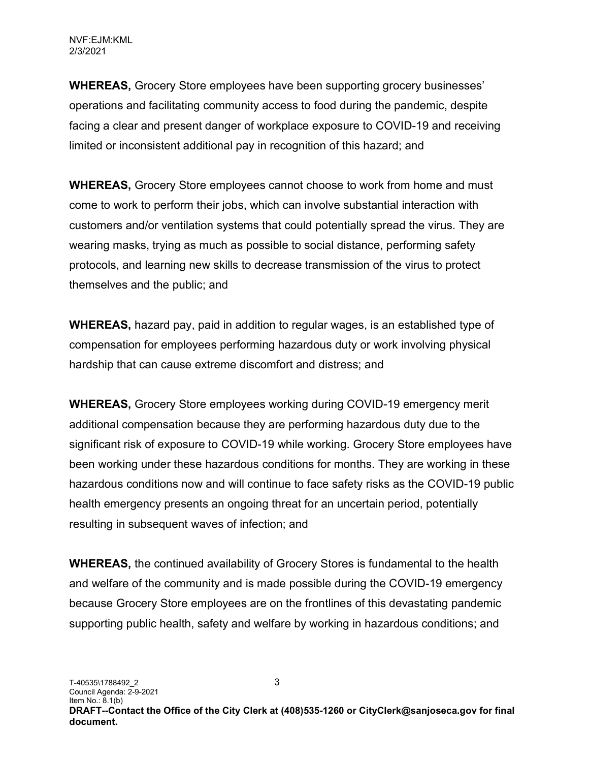**WHEREAS,** Grocery Store employees have been supporting grocery businesses' operations and facilitating community access to food during the pandemic, despite facing a clear and present danger of workplace exposure to COVID-19 and receiving limited or inconsistent additional pay in recognition of this hazard; and

**WHEREAS,** Grocery Store employees cannot choose to work from home and must come to work to perform their jobs, which can involve substantial interaction with customers and/or ventilation systems that could potentially spread the virus. They are wearing masks, trying as much as possible to social distance, performing safety protocols, and learning new skills to decrease transmission of the virus to protect themselves and the public; and

**WHEREAS,** hazard pay, paid in addition to regular wages, is an established type of compensation for employees performing hazardous duty or work involving physical hardship that can cause extreme discomfort and distress; and

**WHEREAS,** Grocery Store employees working during COVID-19 emergency merit additional compensation because they are performing hazardous duty due to the significant risk of exposure to COVID-19 while working. Grocery Store employees have been working under these hazardous conditions for months. They are working in these hazardous conditions now and will continue to face safety risks as the COVID-19 public health emergency presents an ongoing threat for an uncertain period, potentially resulting in subsequent waves of infection; and

**WHEREAS,** the continued availability of Grocery Stores is fundamental to the health and welfare of the community and is made possible during the COVID-19 emergency because Grocery Store employees are on the frontlines of this devastating pandemic supporting public health, safety and welfare by working in hazardous conditions; and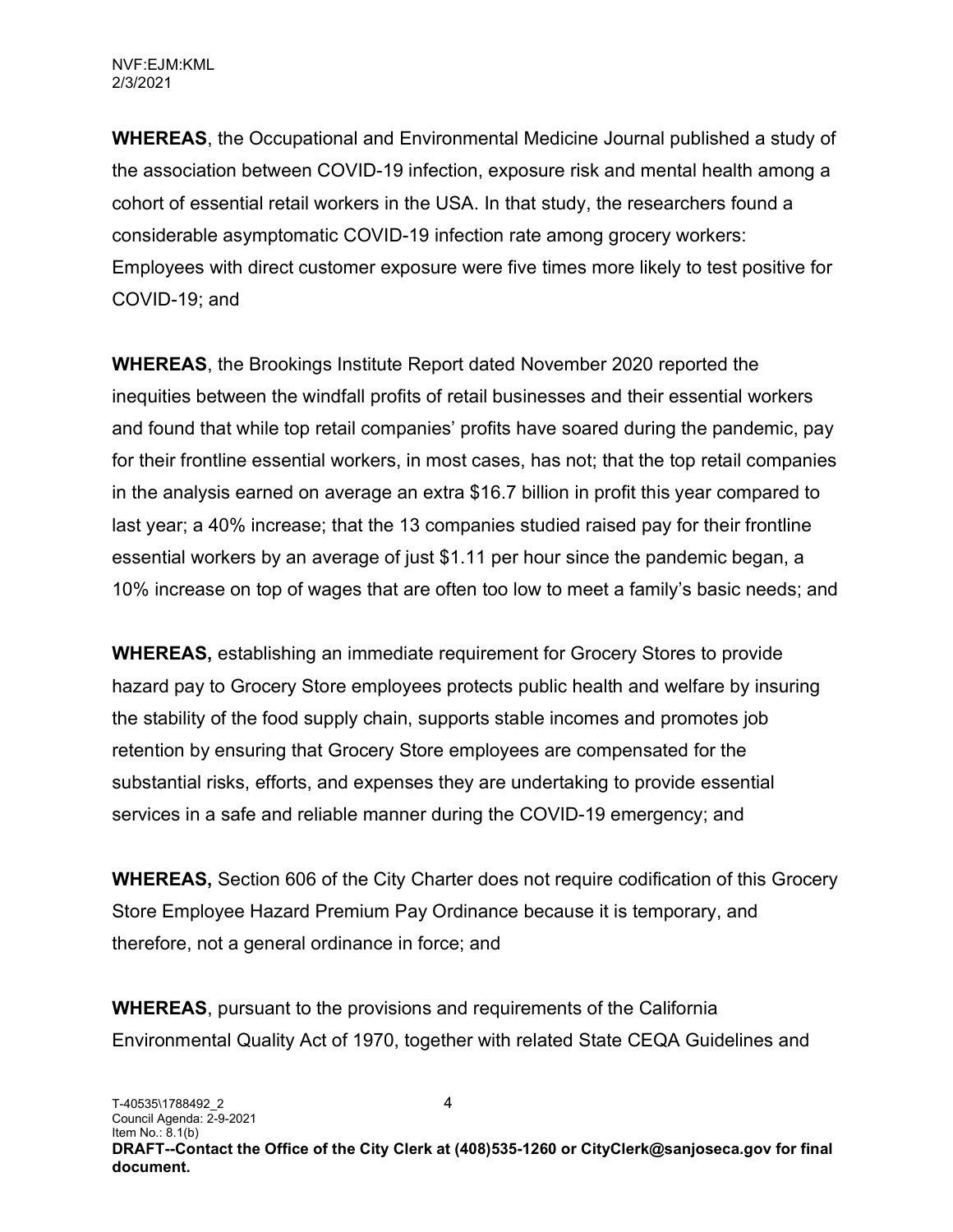**WHEREAS**, the Occupational and Environmental Medicine Journal published a study of the association between COVID-19 infection, exposure risk and mental health among a cohort of essential retail workers in the USA. In that study, the researchers found a considerable asymptomatic COVID-19 infection rate among grocery workers: Employees with direct customer exposure were five times more likely to test positive for COVID-19; and

**WHEREAS**, the Brookings Institute Report dated November 2020 reported the inequities between the windfall profits of retail businesses and their essential workers and found that while top retail companies' profits have soared during the pandemic, pay for their frontline essential workers, in most cases, has not; that the top retail companies in the analysis earned on average an extra $16.7 billion in profit this year compared to last year; a 40% increase; that the 13 companies studied raised pay for their frontline essential workers by an average of just $1.11 per hour since the pandemic began, a 10% increase on top of wages that are often too low to meet a family's basic needs; and

**WHEREAS,** establishing an immediate requirement for Grocery Stores to provide hazard pay to Grocery Store employees protects public health and welfare by insuring the stability of the food supply chain, supports stable incomes and promotes job retention by ensuring that Grocery Store employees are compensated for the substantial risks, efforts, and expenses they are undertaking to provide essential services in a safe and reliable manner during the COVID-19 emergency; and

**WHEREAS,** Section 606 of the City Charter does not require codification of this Grocery Store Employee Hazard Premium Pay Ordinance because it is temporary, and therefore, not a general ordinance in force; and

**WHEREAS**, pursuant to the provisions and requirements of the California Environmental Quality Act of 1970, together with related State CEQA Guidelines and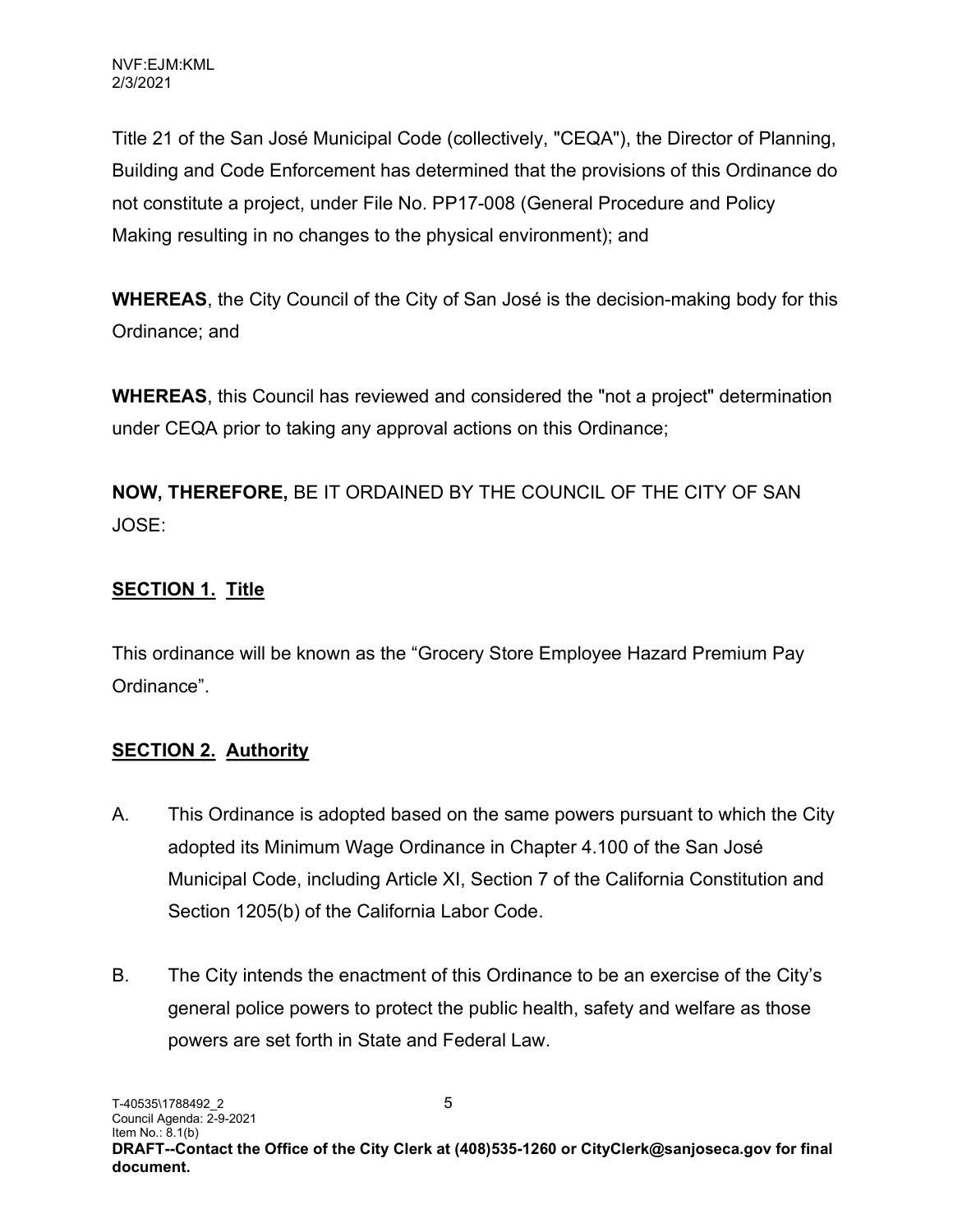Title 21 of the San José Municipal Code (collectively, "CEQA"), the Director of Planning, Building and Code Enforcement has determined that the provisions of this Ordinance do not constitute a project, under File No. PP17-008 (General Procedure and Policy Making resulting in no changes to the physical environment); and

**WHEREAS**, the City Council of the City of San José is the decision-making body for this Ordinance; and

**WHEREAS**, this Council has reviewed and considered the "not a project" determination under CEQA prior to taking any approval actions on this Ordinance;

**NOW, THEREFORE,** BE IT ORDAINED BY THE COUNCIL OF THE CITY OF SAN JOSE:

## SECTION 1. Title

This ordinance will be known as the "Grocery Store Employee Hazard Premium Pay Ordinance".

## SECTION 2. Authority

A. This Ordinance is adopted based on the same powers pursuant to which the City adopted its Minimum Wage Ordinance in Chapter 4.100 of the San José Municipal Code, including Article XI, Section 7 of the California Constitution and Section 1205(b) of the California Labor Code.

B. The City intends the enactment of this Ordinance to be an exercise of the City's general police powers to protect the public health, safety and welfare as those powers are set forth in State and Federal Law.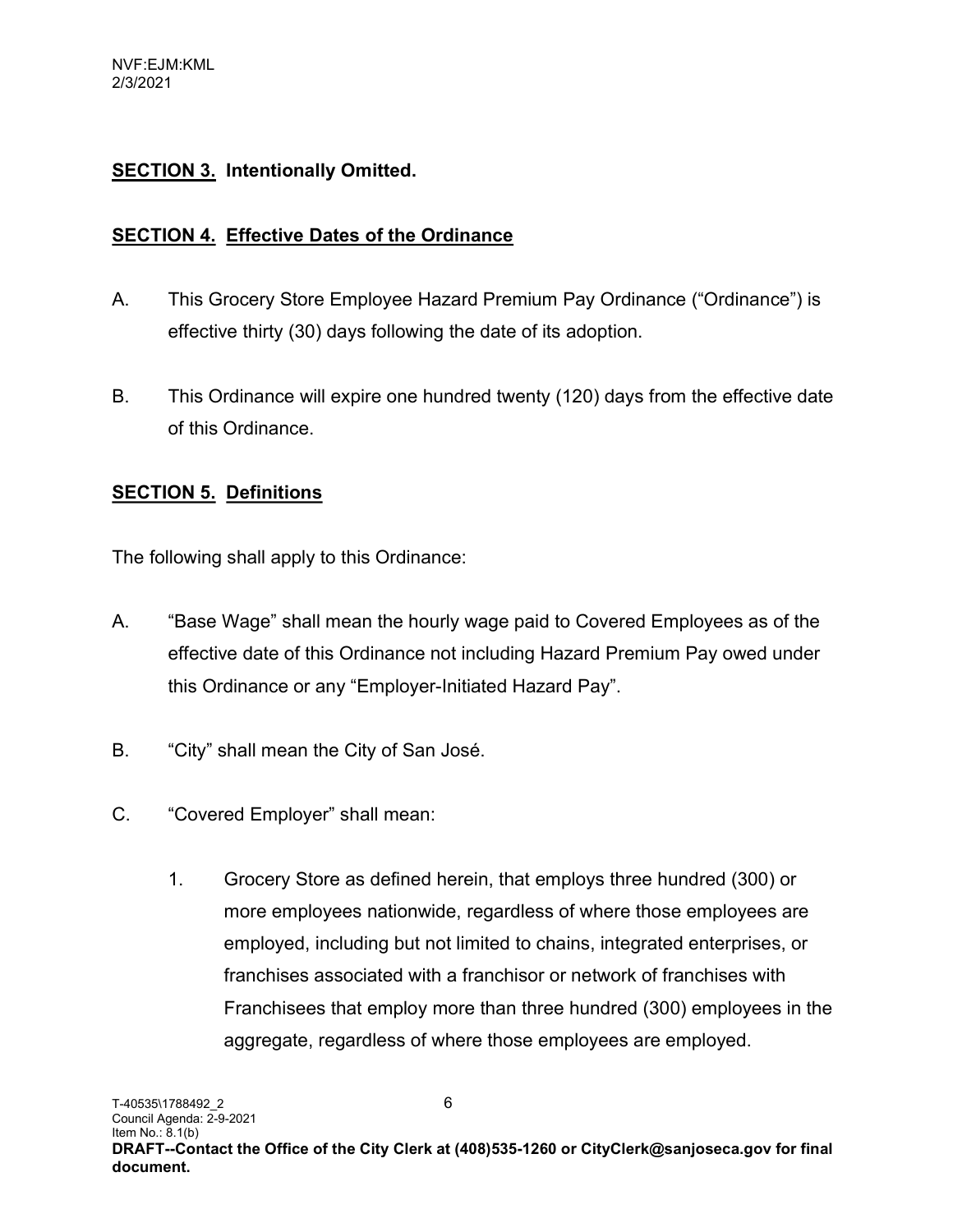**SECTION 3. Intentionally Omitted.**

**SECTION 4. Effective Dates of the Ordinance**

A. This Grocery Store Employee Hazard Premium Pay Ordinance ("Ordinance") is effective thirty (30) days following the date of its adoption.

B. This Ordinance will expire one hundred twenty (120) days from the effective date of this Ordinance.

**SECTION 5. Definitions**

The following shall apply to this Ordinance:

A. "Base Wage" shall mean the hourly wage paid to Covered Employees as of the effective date of this Ordinance not including Hazard Premium Pay owed under this Ordinance or any "Employer-Initiated Hazard Pay".

B. "City" shall mean the City of San José.

C. "Covered Employer" shall mean:

   1. Grocery Store as defined herein, that employs three hundred (300) or more employees nationwide, regardless of where those employees are employed, including but not limited to chains, integrated enterprises, or franchises associated with a franchisor or network of franchises with Franchisees that employ more than three hundred (300) employees in the aggregate, regardless of where those employees are employed.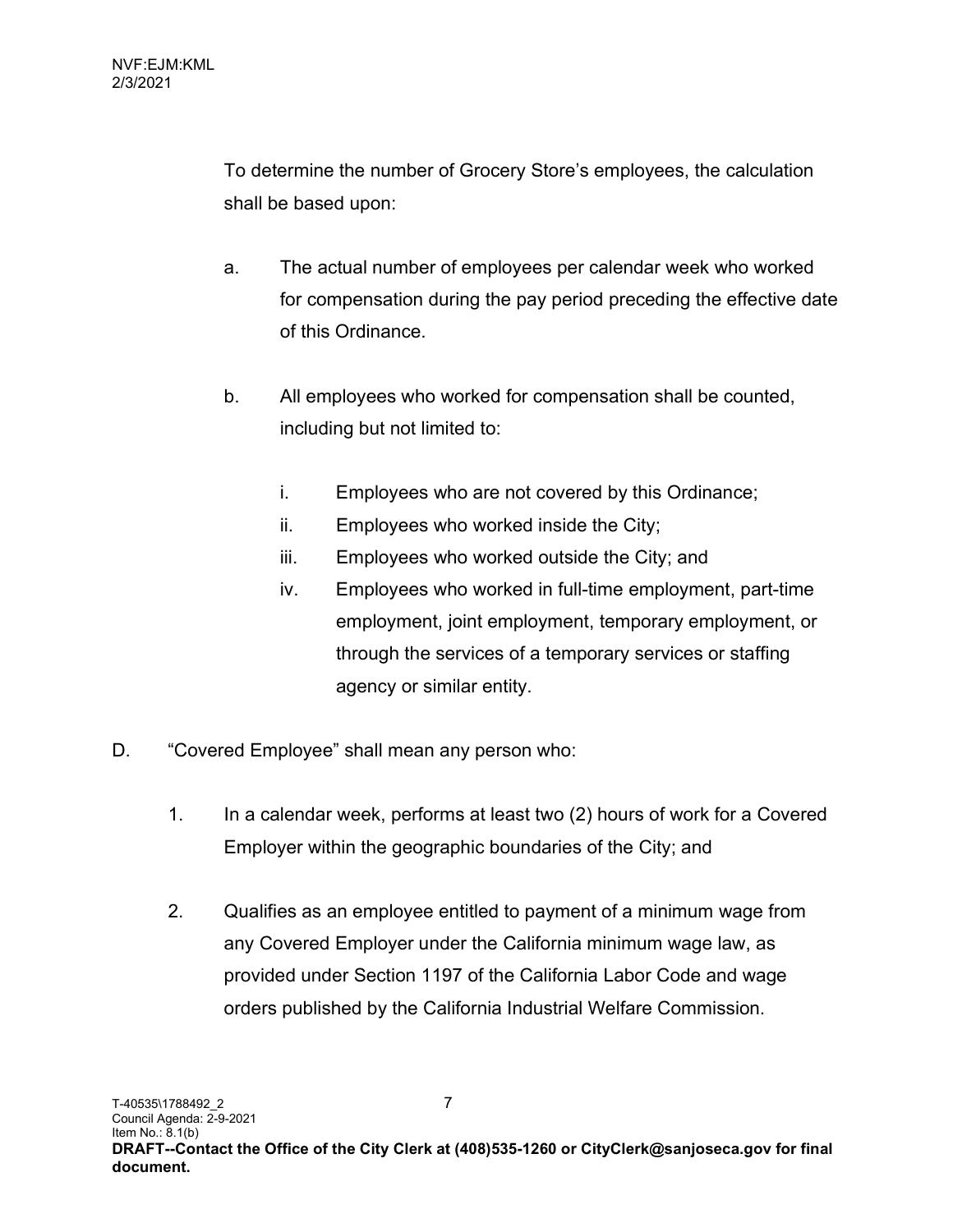To determine the number of Grocery Store's employees, the calculation shall be based upon:

a. The actual number of employees per calendar week who worked for compensation during the pay period preceding the effective date of this Ordinance.

b. All employees who worked for compensation shall be counted, including but not limited to:

   i. Employees who are not covered by this Ordinance;
   ii. Employees who worked inside the City;
   iii. Employees who worked outside the City; and
   iv. Employees who worked in full-time employment, part-time employment, joint employment, temporary employment, or through the services of a temporary services or staffing agency or similar entity.

D. "Covered Employee" shall mean any person who:

1. In a calendar week, performs at least two (2) hours of work for a Covered Employer within the geographic boundaries of the City; and

2. Qualifies as an employee entitled to payment of a minimum wage from any Covered Employer under the California minimum wage law, as provided under Section 1197 of the California Labor Code and wage orders published by the California Industrial Welfare Commission.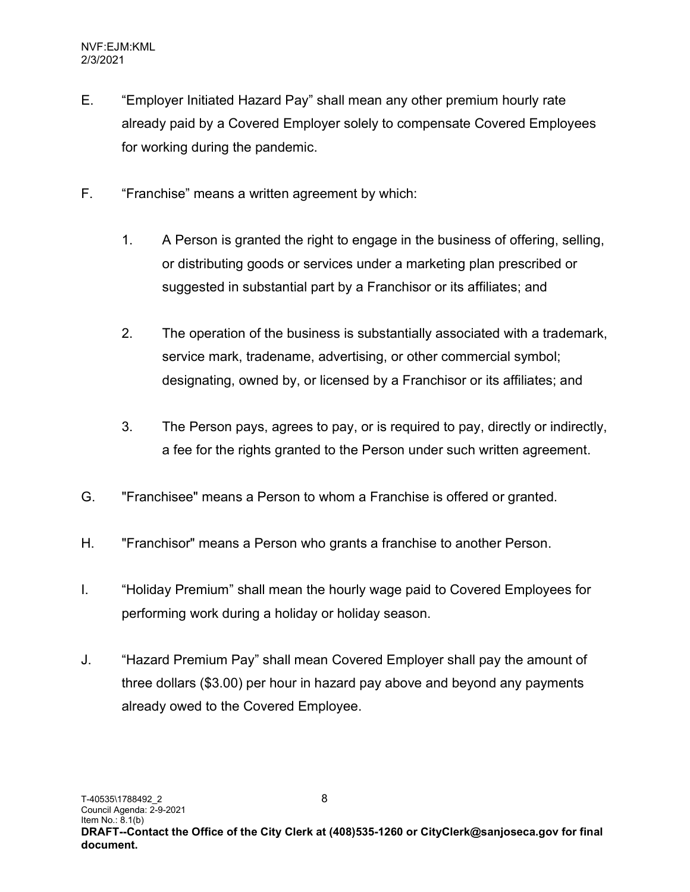E. "Employer Initiated Hazard Pay" shall mean any other premium hourly rate already paid by a Covered Employer solely to compensate Covered Employees for working during the pandemic.

F. "Franchise" means a written agreement by which:

   1. A Person is granted the right to engage in the business of offering, selling, or distributing goods or services under a marketing plan prescribed or suggested in substantial part by a Franchisor or its affiliates; and

   2. The operation of the business is substantially associated with a trademark, service mark, tradename, advertising, or other commercial symbol; designating, owned by, or licensed by a Franchisor or its affiliates; and

   3. The Person pays, agrees to pay, or is required to pay, directly or indirectly, a fee for the rights granted to the Person under such written agreement.

G. "Franchisee" means a Person to whom a Franchise is offered or granted.

H. "Franchisor" means a Person who grants a franchise to another Person.

I. "Holiday Premium" shall mean the hourly wage paid to Covered Employees for performing work during a holiday or holiday season.

J. "Hazard Premium Pay" shall mean Covered Employer shall pay the amount of three dollars ($3.00) per hour in hazard pay above and beyond any payments already owed to the Covered Employee.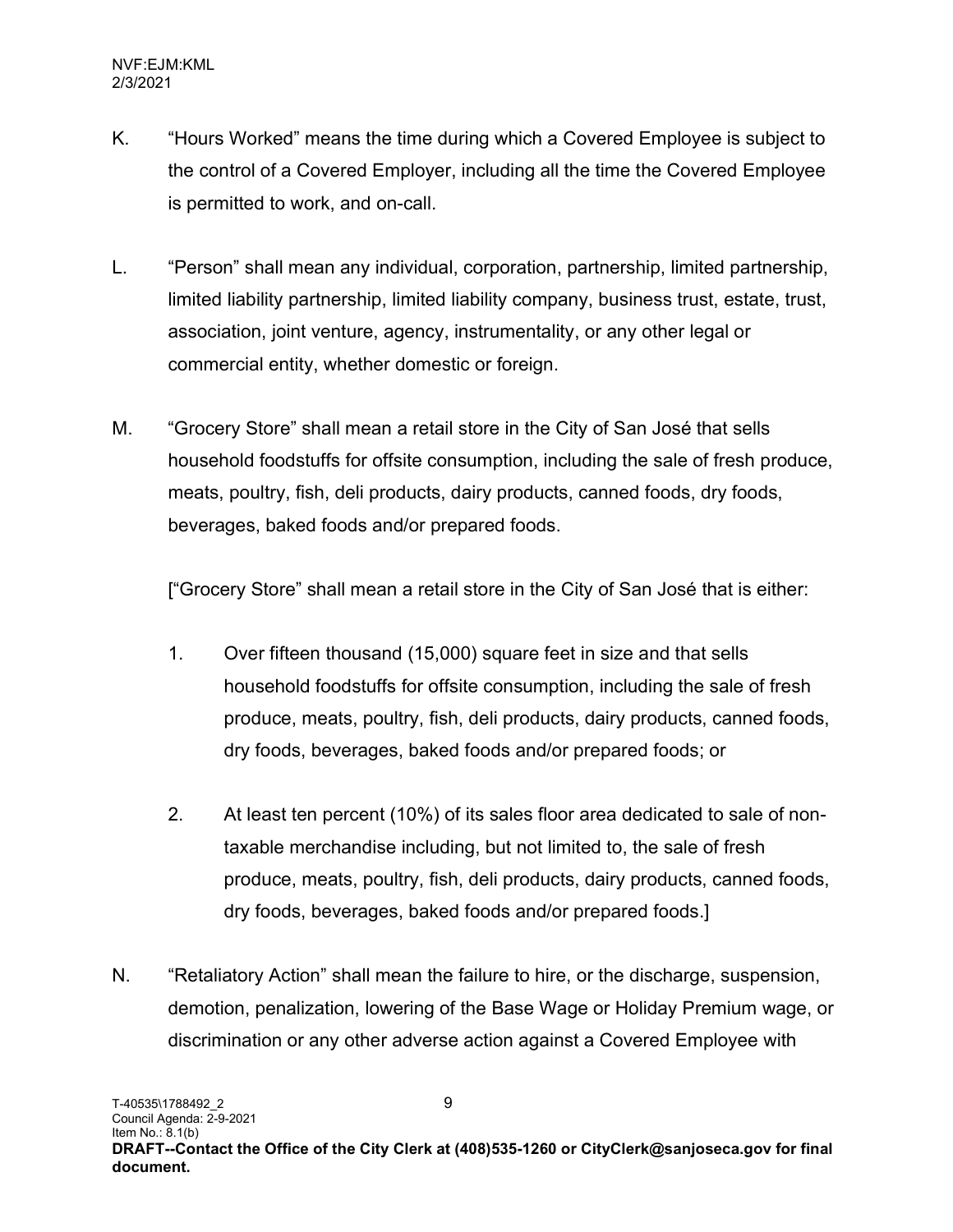K. “Hours Worked” means the time during which a Covered Employee is subject to the control of a Covered Employer, including all the time the Covered Employee is permitted to work, and on-call.

L. “Person” shall mean any individual, corporation, partnership, limited partnership, limited liability partnership, limited liability company, business trust, estate, trust, association, joint venture, agency, instrumentality, or any other legal or commercial entity, whether domestic or foreign.

M. “Grocery Store” shall mean a retail store in the City of San José that sells household foodstuffs for offsite consumption, including the sale of fresh produce, meats, poultry, fish, deli products, dairy products, canned foods, dry foods, beverages, baked foods and/or prepared foods.

["Grocery Store" shall mean a retail store in the City of San José that is either:

1. Over fifteen thousand (15,000) square feet in size and that sells household foodstuffs for offsite consumption, including the sale of fresh produce, meats, poultry, fish, deli products, dairy products, canned foods, dry foods, beverages, baked foods and/or prepared foods; or

2. At least ten percent (10%) of its sales floor area dedicated to sale of non-taxable merchandise including, but not limited to, the sale of fresh produce, meats, poultry, fish, deli products, dairy products, canned foods, dry foods, beverages, baked foods and/or prepared foods.]

N. “Retaliatory Action” shall mean the failure to hire, or the discharge, suspension, demotion, penalization, lowering of the Base Wage or Holiday Premium wage, or discrimination or any other adverse action against a Covered Employee with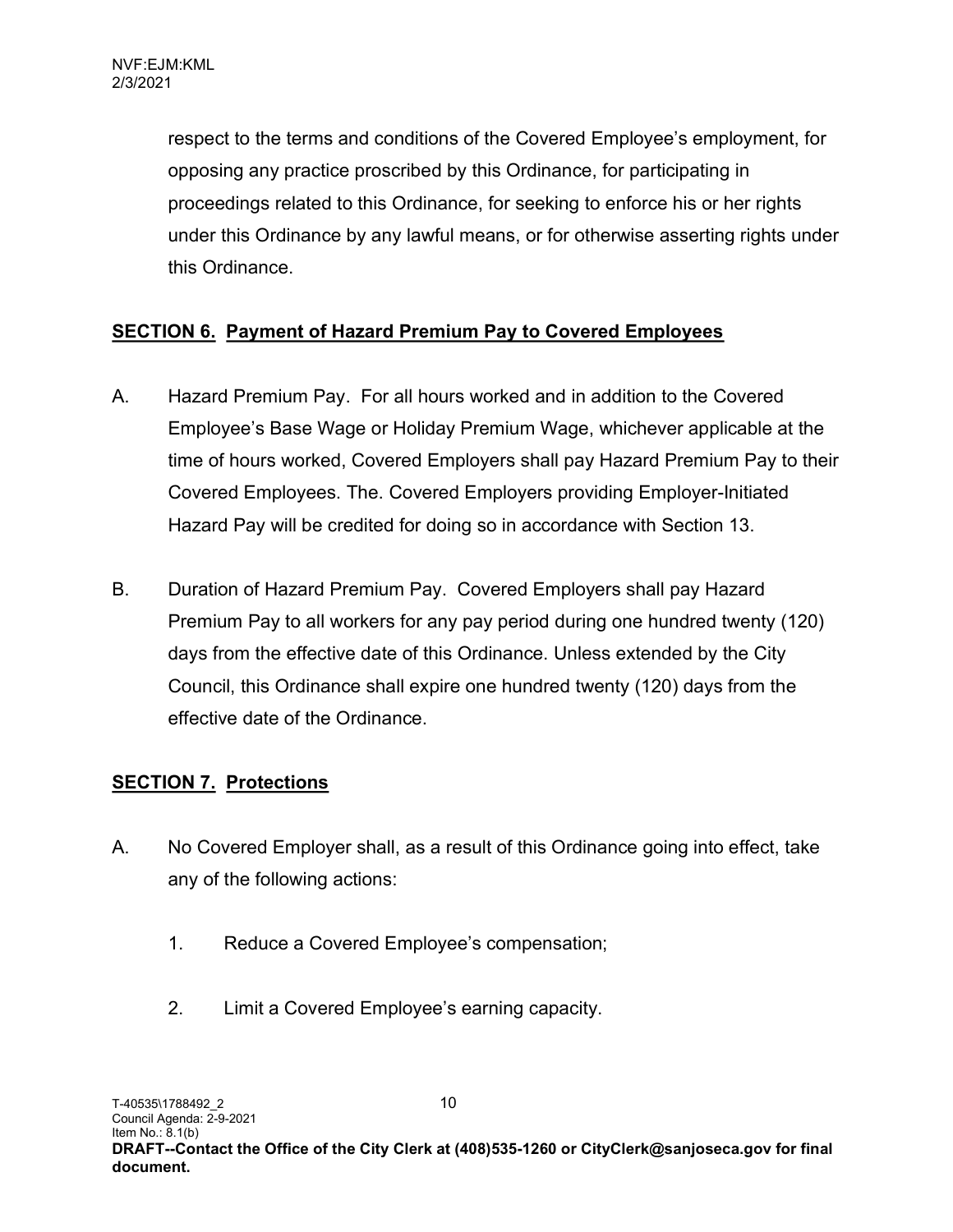respect to the terms and conditions of the Covered Employee's employment, for opposing any practice proscribed by this Ordinance, for participating in proceedings related to this Ordinance, for seeking to enforce his or her rights under this Ordinance by any lawful means, or for otherwise asserting rights under this Ordinance.

## **SECTION 6. Payment of Hazard Premium Pay to Covered Employees**

A. Hazard Premium Pay. For all hours worked and in addition to the Covered Employee's Base Wage or Holiday Premium Wage, whichever applicable at the time of hours worked, Covered Employers shall pay Hazard Premium Pay to their Covered Employees. The. Covered Employers providing Employer-Initiated Hazard Pay will be credited for doing so in accordance with Section 13.

B. Duration of Hazard Premium Pay. Covered Employers shall pay Hazard Premium Pay to all workers for any pay period during one hundred twenty (120) days from the effective date of this Ordinance. Unless extended by the City Council, this Ordinance shall expire one hundred twenty (120) days from the effective date of the Ordinance.

## **SECTION 7. Protections**

A. No Covered Employer shall, as a result of this Ordinance going into effect, take any of the following actions:

1. Reduce a Covered Employee's compensation;

2. Limit a Covered Employee's earning capacity.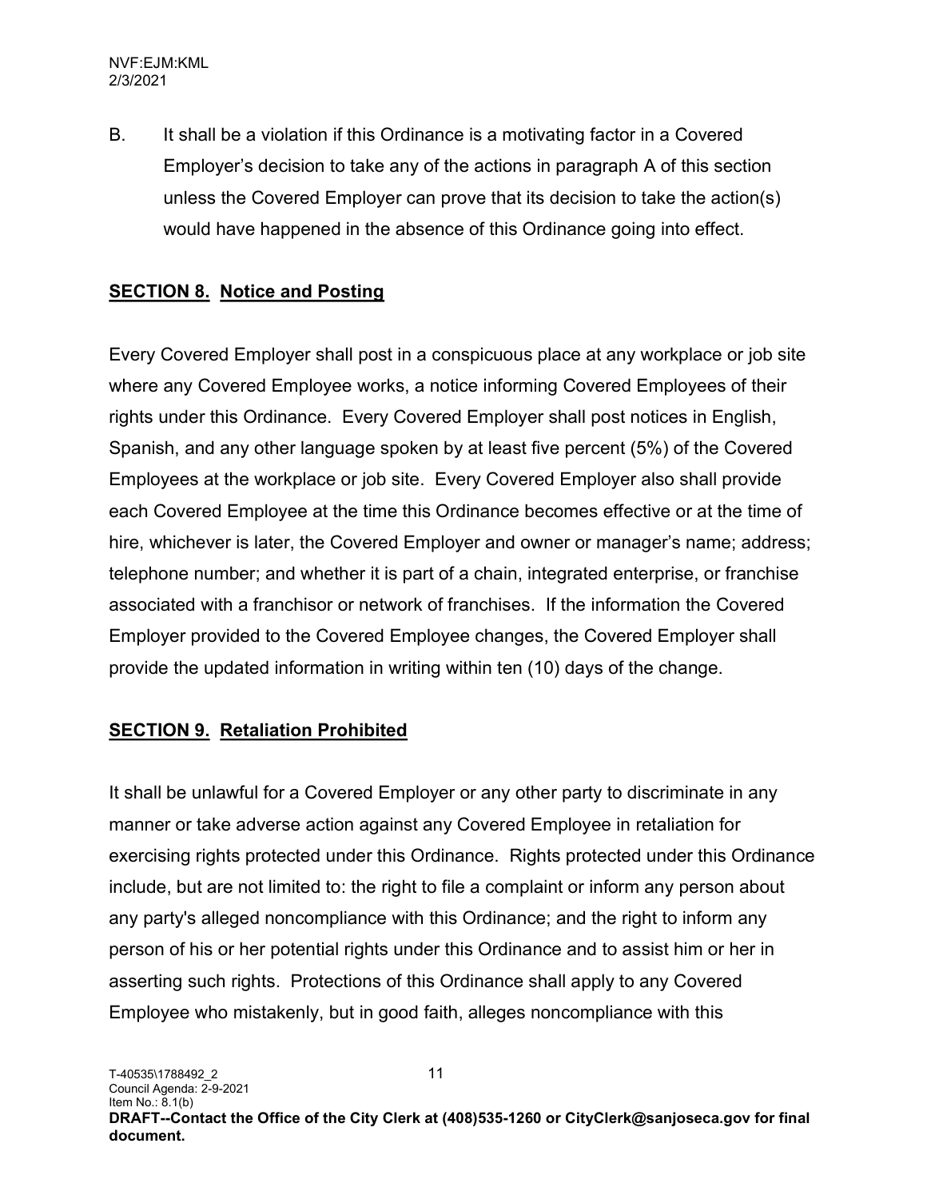B. It shall be a violation if this Ordinance is a motivating factor in a Covered Employer's decision to take any of the actions in paragraph A of this section unless the Covered Employer can prove that its decision to take the action(s) would have happened in the absence of this Ordinance going into effect.

## SECTION 8. Notice and Posting

Every Covered Employer shall post in a conspicuous place at any workplace or job site where any Covered Employee works, a notice informing Covered Employees of their rights under this Ordinance. Every Covered Employer shall post notices in English, Spanish, and any other language spoken by at least five percent (5%) of the Covered Employees at the workplace or job site. Every Covered Employer also shall provide each Covered Employee at the time this Ordinance becomes effective or at the time of hire, whichever is later, the Covered Employer and owner or manager's name; address; telephone number; and whether it is part of a chain, integrated enterprise, or franchise associated with a franchisor or network of franchises. If the information the Covered Employer provided to the Covered Employee changes, the Covered Employer shall provide the updated information in writing within ten (10) days of the change.

## SECTION 9. Retaliation Prohibited

It shall be unlawful for a Covered Employer or any other party to discriminate in any manner or take adverse action against any Covered Employee in retaliation for exercising rights protected under this Ordinance. Rights protected under this Ordinance include, but are not limited to: the right to file a complaint or inform any person about any party's alleged noncompliance with this Ordinance; and the right to inform any person of his or her potential rights under this Ordinance and to assist him or her in asserting such rights. Protections of this Ordinance shall apply to any Covered Employee who mistakenly, but in good faith, alleges noncompliance with this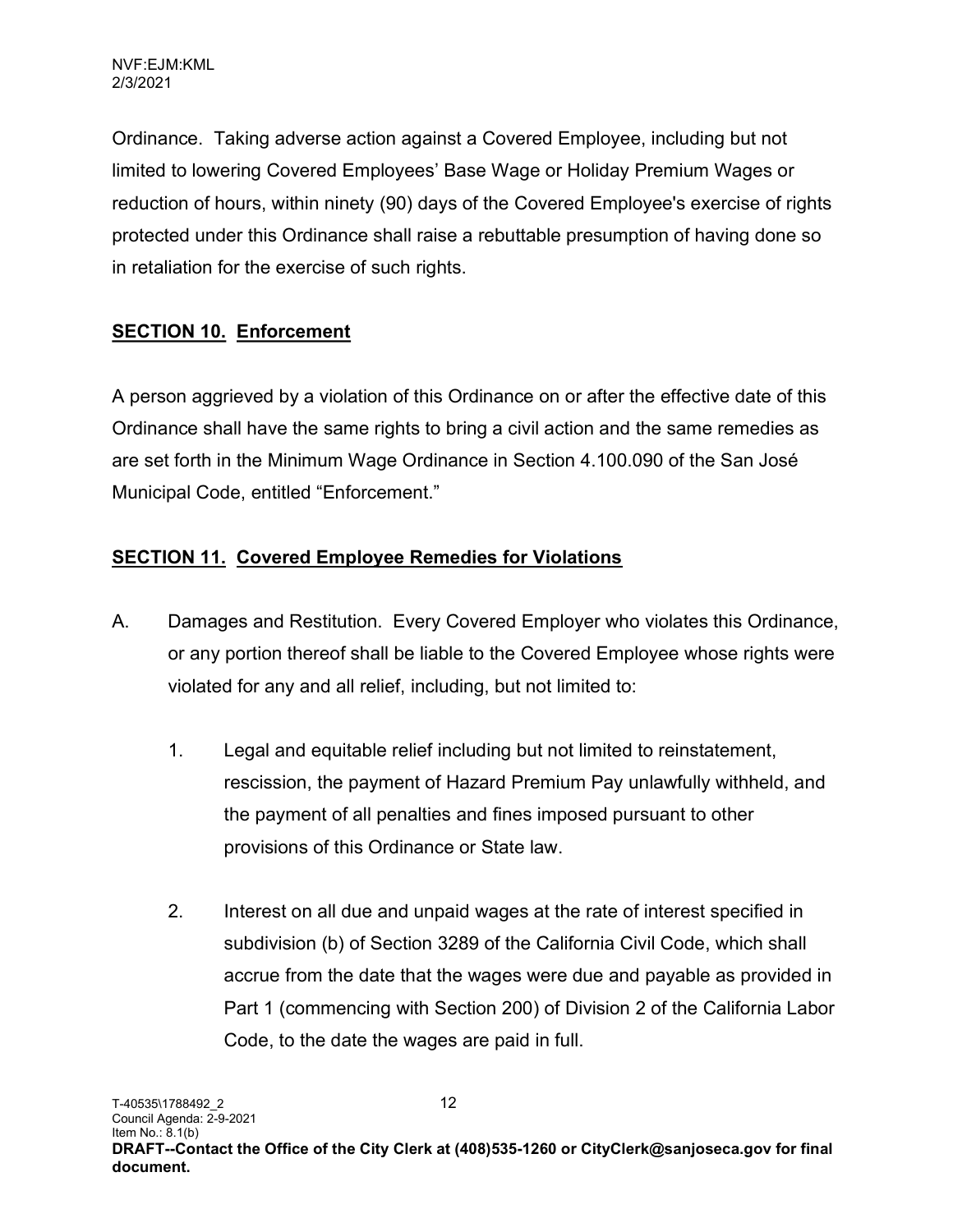Ordinance. Taking adverse action against a Covered Employee, including but not limited to lowering Covered Employees' Base Wage or Holiday Premium Wages or reduction of hours, within ninety (90) days of the Covered Employee's exercise of rights protected under this Ordinance shall raise a rebuttable presumption of having done so in retaliation for the exercise of such rights.

## SECTION 10. Enforcement

A person aggrieved by a violation of this Ordinance on or after the effective date of this Ordinance shall have the same rights to bring a civil action and the same remedies as are set forth in the Minimum Wage Ordinance in Section 4.100.090 of the San José Municipal Code, entitled "Enforcement."

## SECTION 11. Covered Employee Remedies for Violations

A. Damages and Restitution. Every Covered Employer who violates this Ordinance, or any portion thereof shall be liable to the Covered Employee whose rights were violated for any and all relief, including, but not limited to:

1. Legal and equitable relief including but not limited to reinstatement, rescission, the payment of Hazard Premium Pay unlawfully withheld, and the payment of all penalties and fines imposed pursuant to other provisions of this Ordinance or State law.

2. Interest on all due and unpaid wages at the rate of interest specified in subdivision (b) of Section 3289 of the California Civil Code, which shall accrue from the date that the wages were due and payable as provided in Part 1 (commencing with Section 200) of Division 2 of the California Labor Code, to the date the wages are paid in full.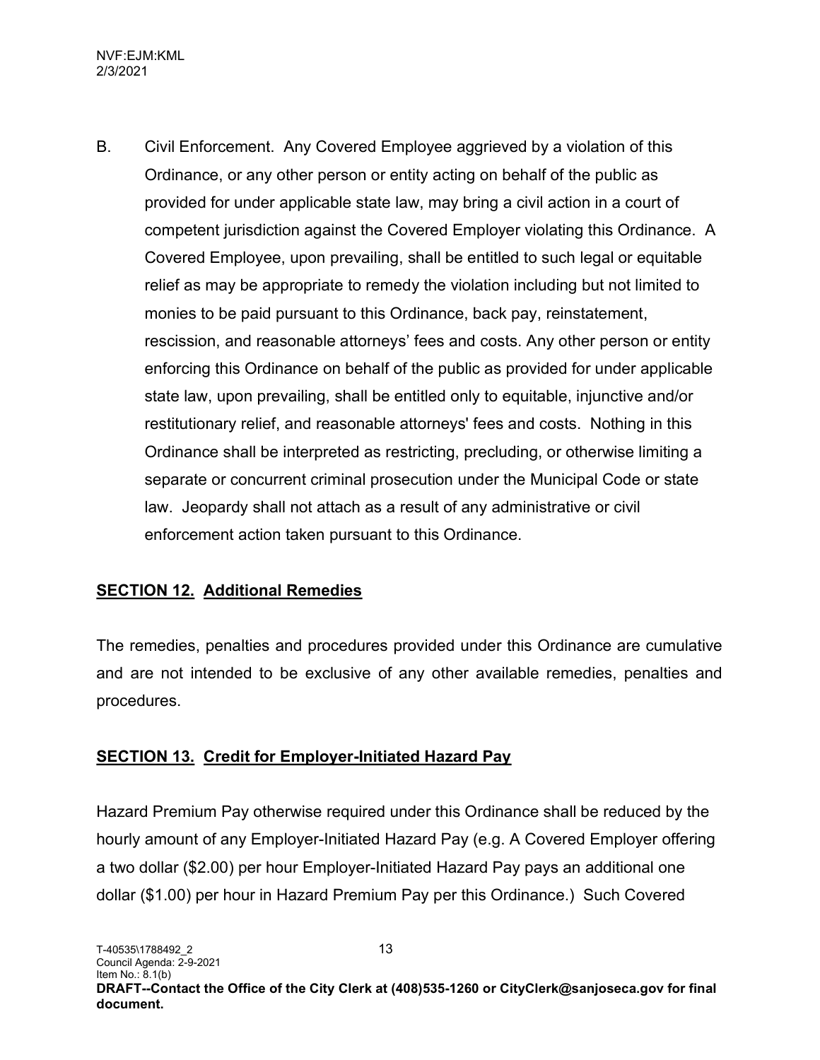B. Civil Enforcement. Any Covered Employee aggrieved by a violation of this Ordinance, or any other person or entity acting on behalf of the public as provided for under applicable state law, may bring a civil action in a court of competent jurisdiction against the Covered Employer violating this Ordinance. A Covered Employee, upon prevailing, shall be entitled to such legal or equitable relief as may be appropriate to remedy the violation including but not limited to monies to be paid pursuant to this Ordinance, back pay, reinstatement, rescission, and reasonable attorneys' fees and costs. Any other person or entity enforcing this Ordinance on behalf of the public as provided for under applicable state law, upon prevailing, shall be entitled only to equitable, injunctive and/or restitutionary relief, and reasonable attorneys' fees and costs. Nothing in this Ordinance shall be interpreted as restricting, precluding, or otherwise limiting a separate or concurrent criminal prosecution under the Municipal Code or state law. Jeopardy shall not attach as a result of any administrative or civil enforcement action taken pursuant to this Ordinance.

## **SECTION 12. Additional Remedies**

The remedies, penalties and procedures provided under this Ordinance are cumulative and are not intended to be exclusive of any other available remedies, penalties and procedures.

## **SECTION 13. Credit for Employer-Initiated Hazard Pay**

Hazard Premium Pay otherwise required under this Ordinance shall be reduced by the hourly amount of any Employer-Initiated Hazard Pay (e.g. A Covered Employer offering a two dollar ($2.00) per hour Employer-Initiated Hazard Pay pays an additional one dollar ($1.00) per hour in Hazard Premium Pay per this Ordinance.) Such Covered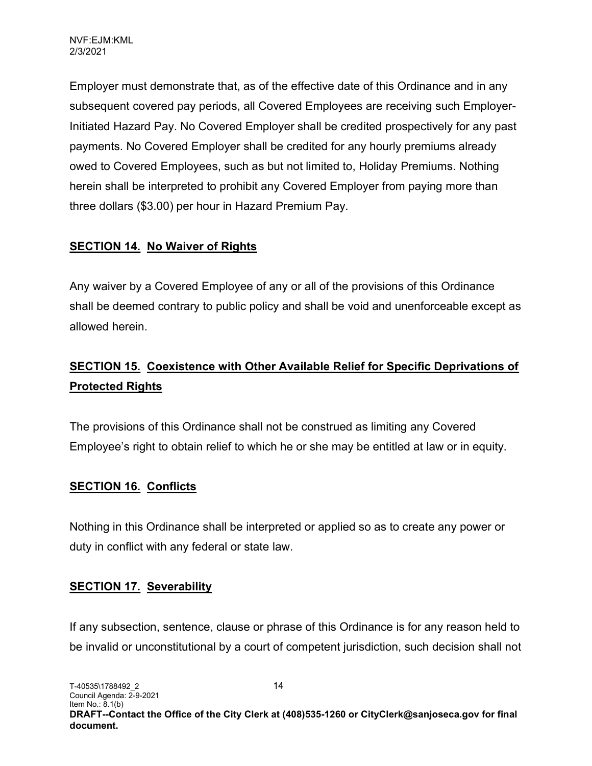Employer must demonstrate that, as of the effective date of this Ordinance and in any subsequent covered pay periods, all Covered Employees are receiving such Employer-Initiated Hazard Pay. No Covered Employer shall be credited prospectively for any past payments. No Covered Employer shall be credited for any hourly premiums already owed to Covered Employees, such as but not limited to, Holiday Premiums. Nothing herein shall be interpreted to prohibit any Covered Employer from paying more than three dollars ($3.00) per hour in Hazard Premium Pay.

## SECTION 14. No Waiver of Rights

Any waiver by a Covered Employee of any or all of the provisions of this Ordinance shall be deemed contrary to public policy and shall be void and unenforceable except as allowed herein.

## SECTION 15. Coexistence with Other Available Relief for Specific Deprivations of Protected Rights

The provisions of this Ordinance shall not be construed as limiting any Covered Employee's right to obtain relief to which he or she may be entitled at law or in equity.

## SECTION 16. Conflicts

Nothing in this Ordinance shall be interpreted or applied so as to create any power or duty in conflict with any federal or state law.

## SECTION 17. Severability

If any subsection, sentence, clause or phrase of this Ordinance is for any reason held to be invalid or unconstitutional by a court of competent jurisdiction, such decision shall not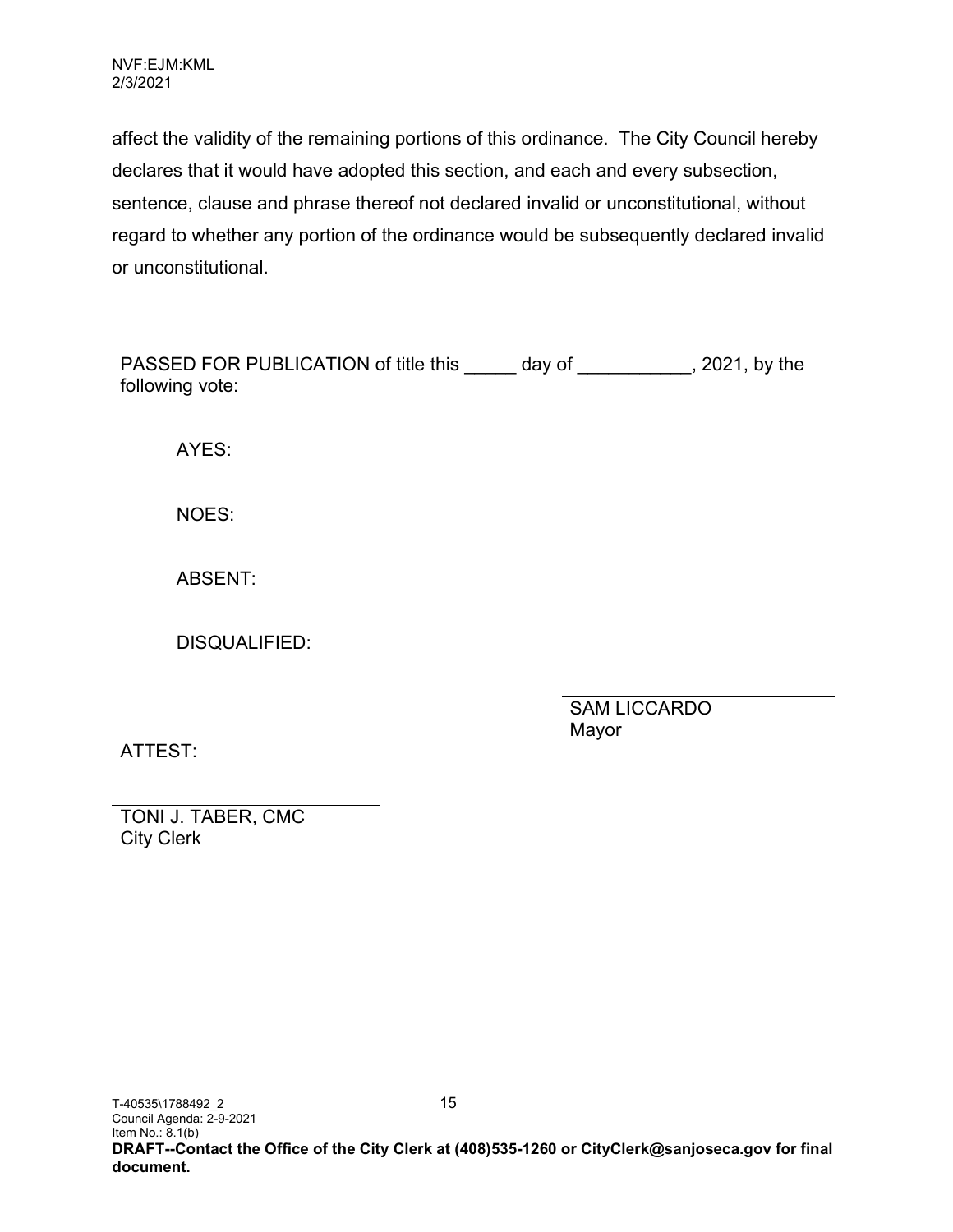affect the validity of the remaining portions of this ordinance. The City Council hereby declares that it would have adopted this section, and each and every subsection, sentence, clause and phrase thereof not declared invalid or unconstitutional, without regard to whether any portion of the ordinance would be subsequently declared invalid or unconstitutional.

PASSED FOR PUBLICATION of title this _____ day of ___________, 2021, by the following vote:

AYES:

NOES:

ABSENT:

DISQUALIFIED:

SAM LICCARDO
Mayor

ATTEST:

TONI J. TABER, CMC
City Clerk